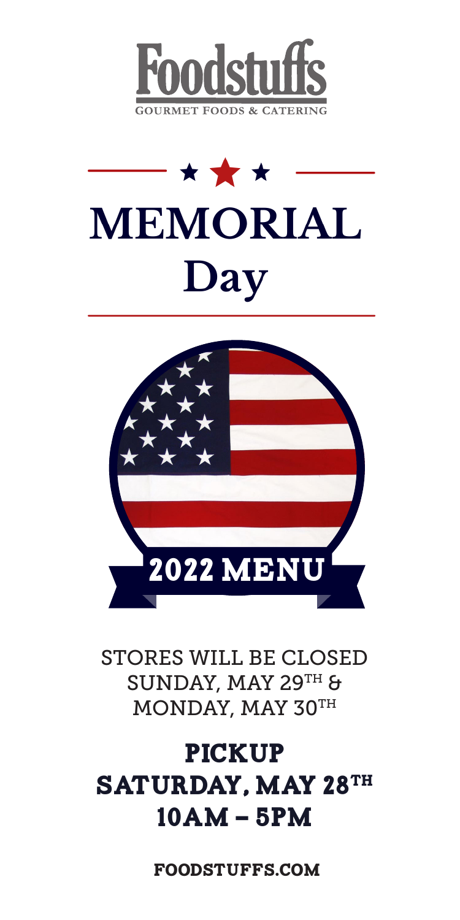# Foodstuffs

GOURMET FOODS & CATERING

# MEMORIAL Day

## 2022 MENU

STORES WILL BE CLOSED SUNDAY, MAY 29TH & MONDAY, MAY 30TH

## PICKUP SATURDAY, MAY 28TH 10AM – 5PM

**FOODSTUFFS.COM**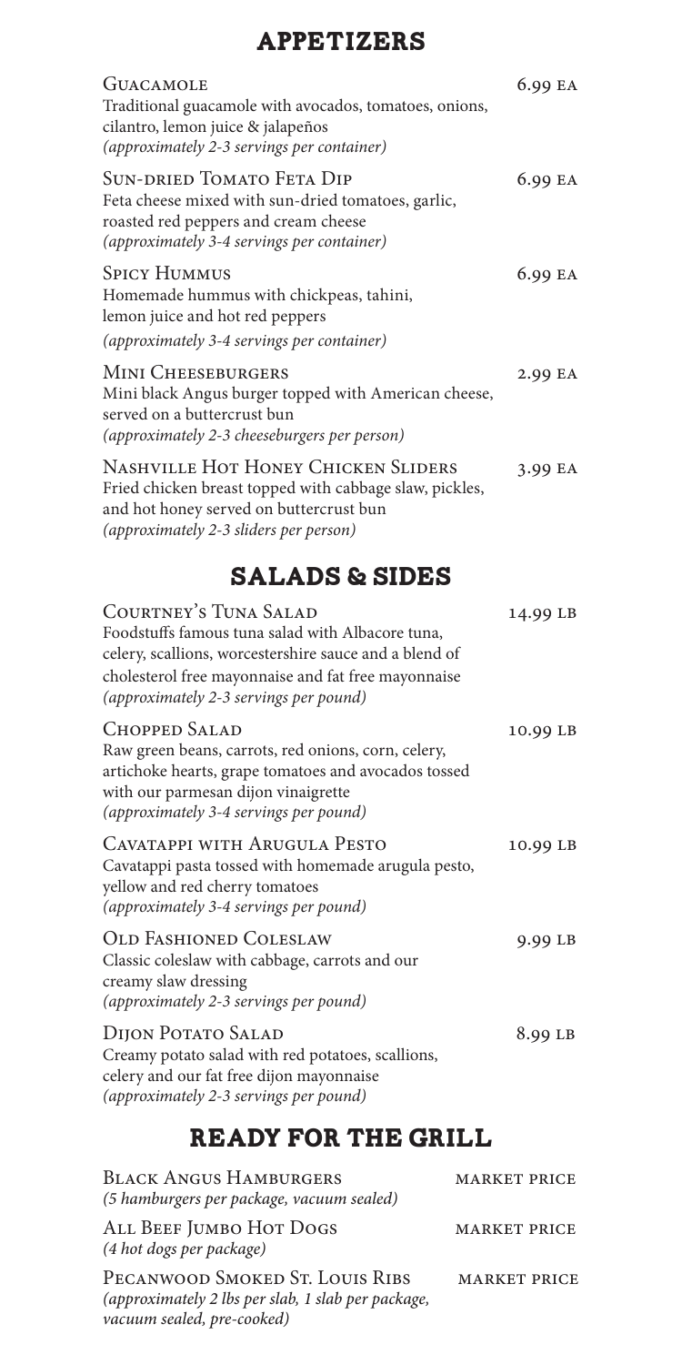## APPETIZERS

**Guacamole** — 6.99 EA
Traditional guacamole with avocados, tomatoes, onions, cilantro, lemon juice & jalapeños
*(approximately 2-3 servings per container)*

**Sun-dried Tomato Feta Dip** — 6.99 EA
Feta cheese mixed with sun-dried tomatoes, garlic, roasted red peppers and cream cheese
*(approximately 3-4 servings per container)*

**Spicy Hummus** — 6.99 EA
Homemade hummus with chickpeas, tahini, lemon juice and hot red peppers
*(approximately 3-4 servings per container)*

**Mini Cheeseburgers** — 2.99 EA
Mini black Angus burger topped with American cheese, served on a buttercrust bun
*(approximately 2-3 cheeseburgers per person)*

**Nashville Hot Honey Chicken Sliders** — 3.99 EA
Fried chicken breast topped with cabbage slaw, pickles, and hot honey served on buttercrust bun
*(approximately 2-3 sliders per person)*

## SALADS & SIDES

**Courtney's Tuna Salad** — 14.99 LB
Foodstuffs famous tuna salad with Albacore tuna, celery, scallions, worcestershire sauce and a blend of cholesterol free mayonnaise and fat free mayonnaise
*(approximately 2-3 servings per pound)*

**Chopped Salad** — 10.99 LB
Raw green beans, carrots, red onions, corn, celery, artichoke hearts, grape tomatoes and avocados tossed with our parmesan dijon vinaigrette
*(approximately 3-4 servings per pound)*

**Cavatappi with Arugula Pesto** — 10.99 LB
Cavatappi pasta tossed with homemade arugula pesto, yellow and red cherry tomatoes
*(approximately 3-4 servings per pound)*

**Old Fashioned Coleslaw** — 9.99 LB
Classic coleslaw with cabbage, carrots and our creamy slaw dressing
*(approximately 2-3 servings per pound)*

**Dijon Potato Salad** — 8.99 LB
Creamy potato salad with red potatoes, scallions, celery and our fat free dijon mayonnaise
*(approximately 2-3 servings per pound)*

## READY FOR THE GRILL

**Black Angus Hamburgers** — MARKET PRICE
*(5 hamburgers per package, vacuum sealed)*

**All Beef Jumbo Hot Dogs** — MARKET PRICE
*(4 hot dogs per package)*

**Pecanwood Smoked St. Louis Ribs** — MARKET PRICE
*(approximately 2 lbs per slab, 1 slab per package, vacuum sealed, pre-cooked)*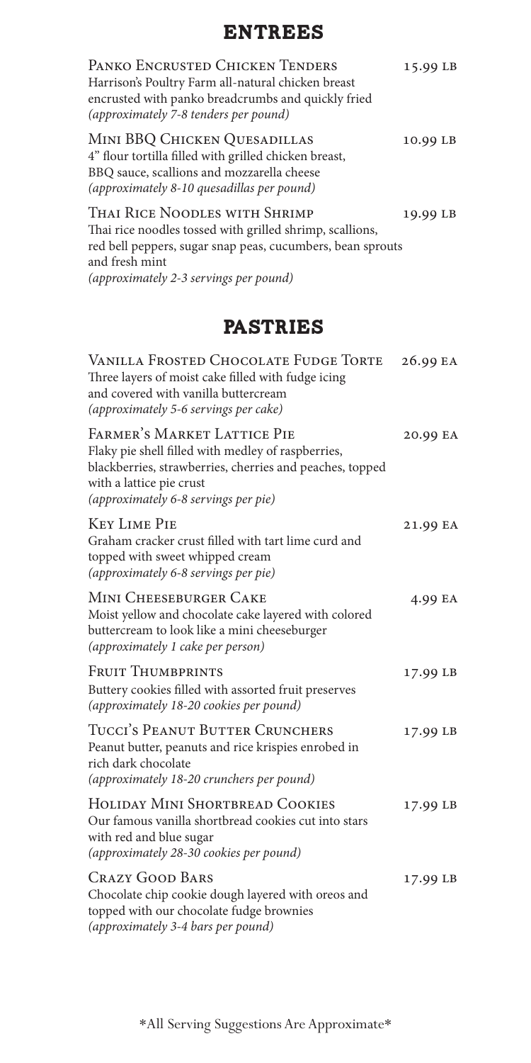## ENTREES

**Panko Encrusted Chicken Tenders** — 15.99 LB
Harrison's Poultry Farm all-natural chicken breast encrusted with panko breadcrumbs and quickly fried
*(approximately 7-8 tenders per pound)*

**Mini BBQ Chicken Quesadillas** — 10.99 LB
4" flour tortilla filled with grilled chicken breast, BBQ sauce, scallions and mozzarella cheese
*(approximately 8-10 quesadillas per pound)*

**Thai Rice Noodles with Shrimp** — 19.99 LB
Thai rice noodles tossed with grilled shrimp, scallions, red bell peppers, sugar snap peas, cucumbers, bean sprouts and fresh mint
*(approximately 2-3 servings per pound)*

## PASTRIES

**Vanilla Frosted Chocolate Fudge Torte** — 26.99 EA
Three layers of moist cake filled with fudge icing and covered with vanilla buttercream
*(approximately 5-6 servings per cake)*

**Farmer's Market Lattice Pie** — 20.99 EA
Flaky pie shell filled with medley of raspberries, blackberries, strawberries, cherries and peaches, topped with a lattice pie crust
*(approximately 6-8 servings per pie)*

**Key Lime Pie** — 21.99 EA
Graham cracker crust filled with tart lime curd and topped with sweet whipped cream
*(approximately 6-8 servings per pie)*

**Mini Cheeseburger Cake** — 4.99 EA
Moist yellow and chocolate cake layered with colored buttercream to look like a mini cheeseburger
*(approximately 1 cake per person)*

**Fruit Thumbprints** — 17.99 LB
Buttery cookies filled with assorted fruit preserves
*(approximately 18-20 cookies per pound)*

**Tucci's Peanut Butter Crunchers** — 17.99 LB
Peanut butter, peanuts and rice krispies enrobed in rich dark chocolate
*(approximately 18-20 crunchers per pound)*

**Holiday Mini Shortbread Cookies** — 17.99 LB
Our famous vanilla shortbread cookies cut into stars with red and blue sugar
*(approximately 28-30 cookies per pound)*

**Crazy Good Bars** — 17.99 LB
Chocolate chip cookie dough layered with oreos and topped with our chocolate fudge brownies
*(approximately 3-4 bars per pound)*

*All Serving Suggestions Are Approximate*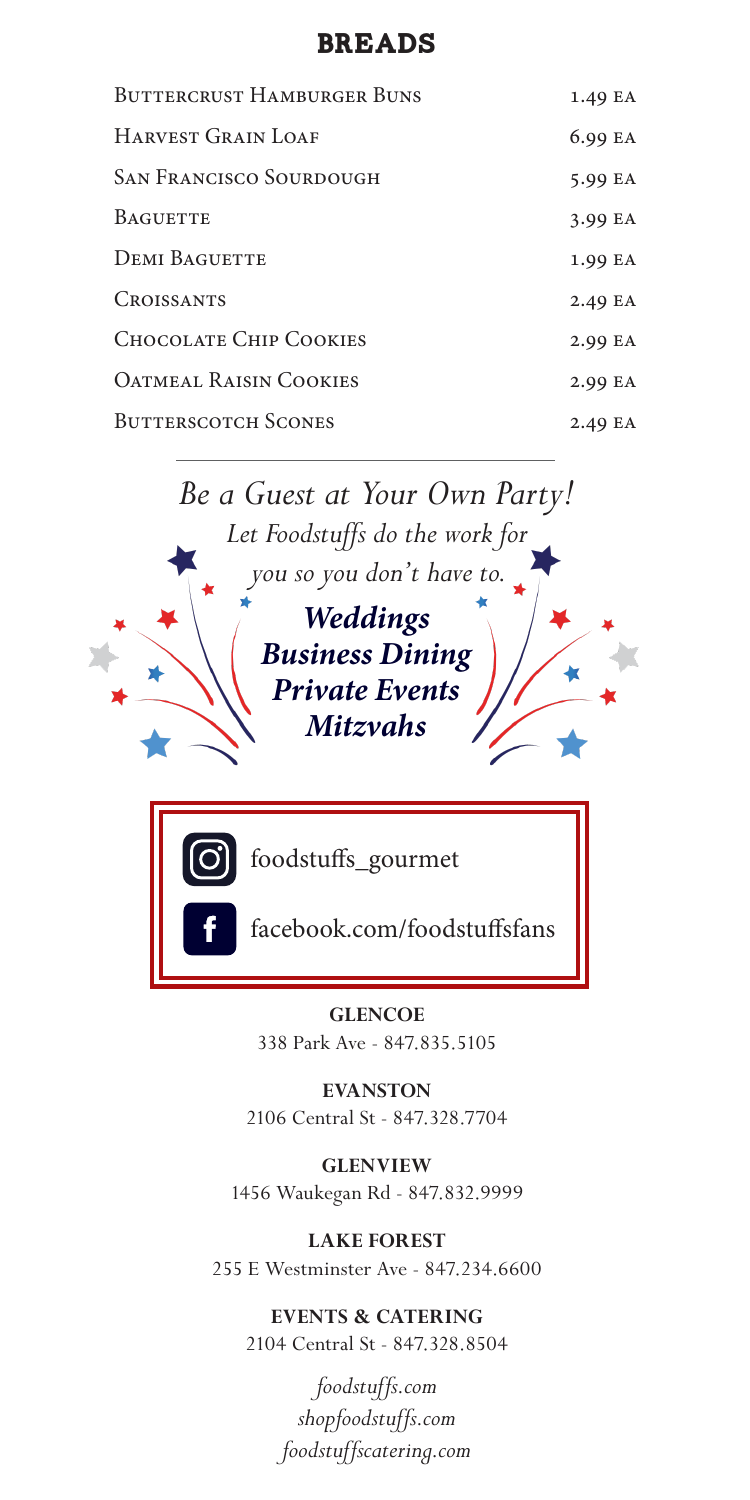## BREADS

| | |
|---|---|
| Buttercrust Hamburger Buns | 1.49 ea |
| Harvest Grain Loaf | 6.99 ea |
| San Francisco Sourdough | 5.99 ea |
| Baguette | 3.99 ea |
| Demi Baguette | 1.99 ea |
| Croissants | 2.49 ea |
| Chocolate Chip Cookies | 2.99 ea |
| Oatmeal Raisin Cookies | 2.99 ea |
| Butterscotch Scones | 2.49 ea |

*Be a Guest at Your Own Party!*

*Let Foodstuffs do the work for you so you don't have to.*

***Weddings***
***Business Dining***
***Private Events***
***Mitzvahs***

foodstuffs_gourmet

facebook.com/foodstuffsfans

**GLENCOE**
338 Park Ave - 847.835.5105

**EVANSTON**
2106 Central St - 847.328.7704

**GLENVIEW**
1456 Waukegan Rd - 847.832.9999

**LAKE FOREST**
255 E Westminster Ave - 847.234.6600

**EVENTS & CATERING**
2104 Central St - 847.328.8504

*foodstuffs.com*
*shopfoodstuffs.com*
*foodstuffscatering.com*